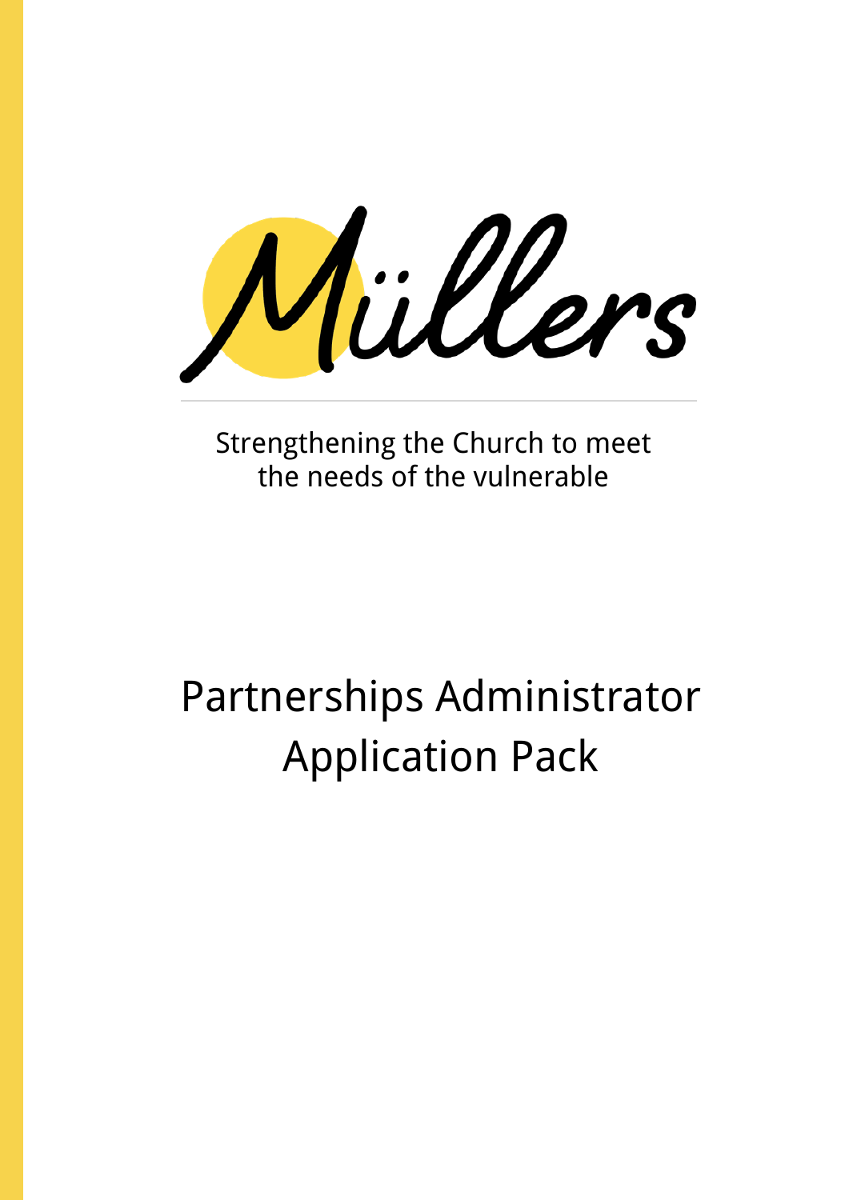# Müllers

Strengthening the Church to meet the needs of the vulnerable

# Partnerships Administrator Application Pack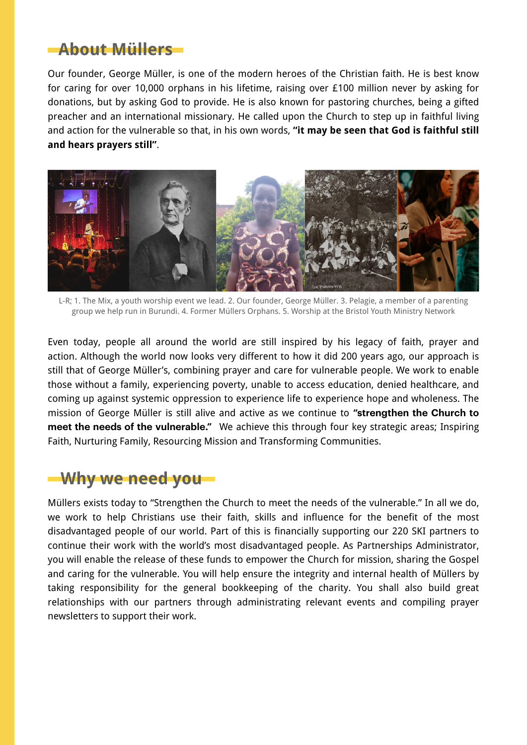## About Müllers

Our founder, George Müller, is one of the modern heroes of the Christian faith. He is best know for caring for over 10,000 orphans in his lifetime, raising over £100 million never by asking for donations, but by asking God to provide. He is also known for pastoring churches, being a gifted preacher and an international missionary. He called upon the Church to step up in faithful living and action for the vulnerable so that, in his own words, **"it may be seen that God is faithful still and hears prayers still"**.

L-R; 1. The Mix, a youth worship event we lead. 2. Our founder, George Müller. 3. Pelagie, a member of a parenting group we help run in Burundi. 4. Former Müllers Orphans. 5. Worship at the Bristol Youth Ministry Network

Even today, people all around the world are still inspired by his legacy of faith, prayer and action. Although the world now looks very different to how it did 200 years ago, our approach is still that of George Müller's, combining prayer and care for vulnerable people. We work to enable those without a family, experiencing poverty, unable to access education, denied healthcare, and coming up against systemic oppression to experience life to experience hope and wholeness. The mission of George Müller is still alive and active as we continue to **"strengthen the Church to meet the needs of the vulnerable."** We achieve this through four key strategic areas; Inspiring Faith, Nurturing Family, Resourcing Mission and Transforming Communities.

## Why we need you

Müllers exists today to "Strengthen the Church to meet the needs of the vulnerable." In all we do, we work to help Christians use their faith, skills and influence for the benefit of the most disadvantaged people of our world. Part of this is financially supporting our 220 SKI partners to continue their work with the world's most disadvantaged people. As Partnerships Administrator, you will enable the release of these funds to empower the Church for mission, sharing the Gospel and caring for the vulnerable. You will help ensure the integrity and internal health of Müllers by taking responsibility for the general bookkeeping of the charity. You shall also build great relationships with our partners through administrating relevant events and compiling prayer newsletters to support their work.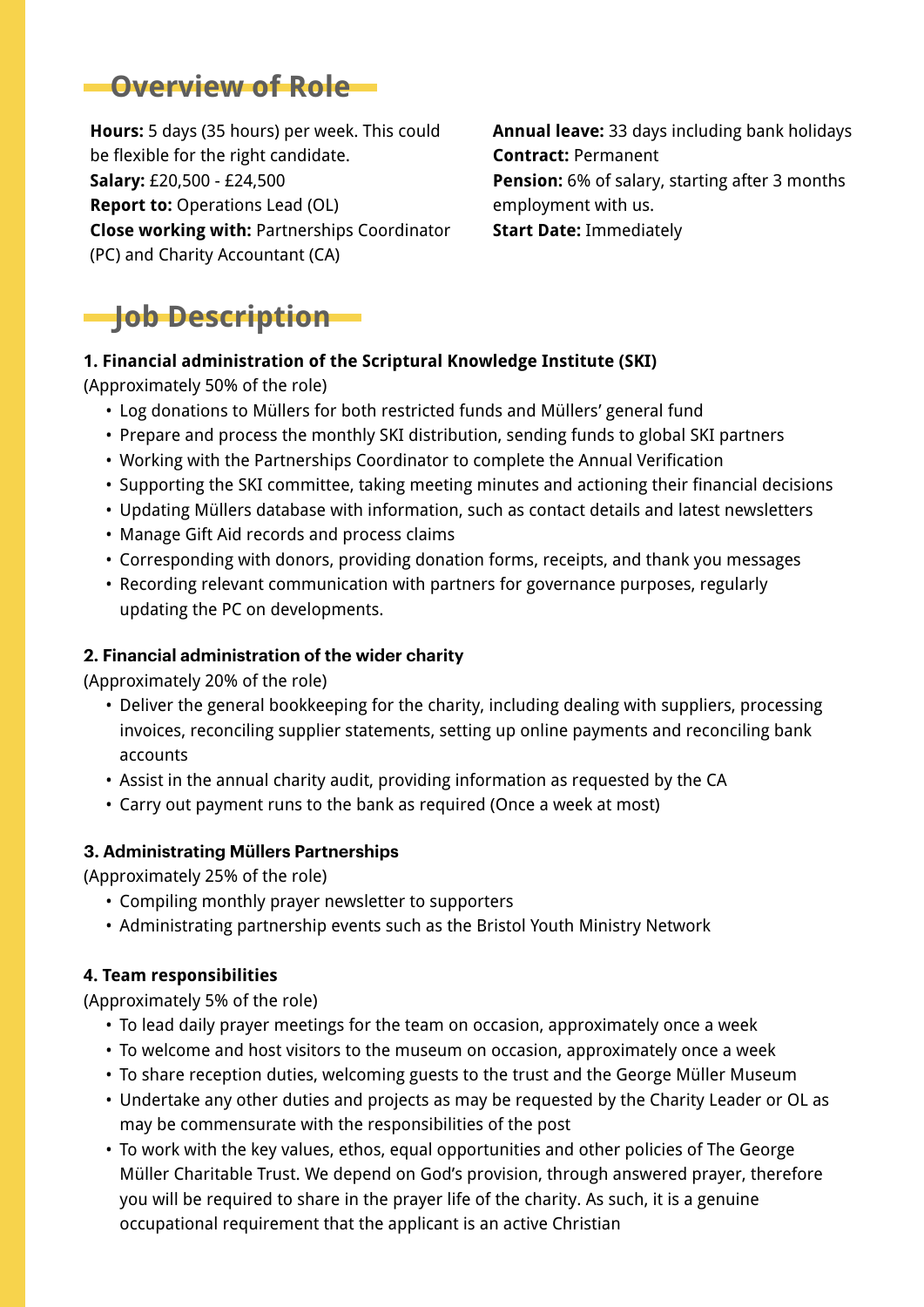## Overview of Role

**Hours:** 5 days (35 hours) per week. This could be flexible for the right candidate.
**Salary:** £20,500 - £24,500
**Report to:** Operations Lead (OL)
**Close working with:** Partnerships Coordinator (PC) and Charity Accountant (CA)

**Annual leave:** 33 days including bank holidays
**Contract:** Permanent
**Pension:** 6% of salary, starting after 3 months employment with us.
**Start Date:** Immediately

## Job Description

**1. Financial administration of the Scriptural Knowledge Institute (SKI)**
(Approximately 50% of the role)

- Log donations to Müllers for both restricted funds and Müllers' general fund
- Prepare and process the monthly SKI distribution, sending funds to global SKI partners
- Working with the Partnerships Coordinator to complete the Annual Verification
- Supporting the SKI committee, taking meeting minutes and actioning their financial decisions
- Updating Müllers database with information, such as contact details and latest newsletters
- Manage Gift Aid records and process claims
- Corresponding with donors, providing donation forms, receipts, and thank you messages
- Recording relevant communication with partners for governance purposes, regularly updating the PC on developments.

**2. Financial administration of the wider charity**
(Approximately 20% of the role)

- Deliver the general bookkeeping for the charity, including dealing with suppliers, processing invoices, reconciling supplier statements, setting up online payments and reconciling bank accounts
- Assist in the annual charity audit, providing information as requested by the CA
- Carry out payment runs to the bank as required (Once a week at most)

**3. Administrating Müllers Partnerships**
(Approximately 25% of the role)

- Compiling monthly prayer newsletter to supporters
- Administrating partnership events such as the Bristol Youth Ministry Network

**4. Team responsibilities**
(Approximately 5% of the role)

- To lead daily prayer meetings for the team on occasion, approximately once a week
- To welcome and host visitors to the museum on occasion, approximately once a week
- To share reception duties, welcoming guests to the trust and the George Müller Museum
- Undertake any other duties and projects as may be requested by the Charity Leader or OL as may be commensurate with the responsibilities of the post
- To work with the key values, ethos, equal opportunities and other policies of The George Müller Charitable Trust. We depend on God's provision, through answered prayer, therefore you will be required to share in the prayer life of the charity. As such, it is a genuine occupational requirement that the applicant is an active Christian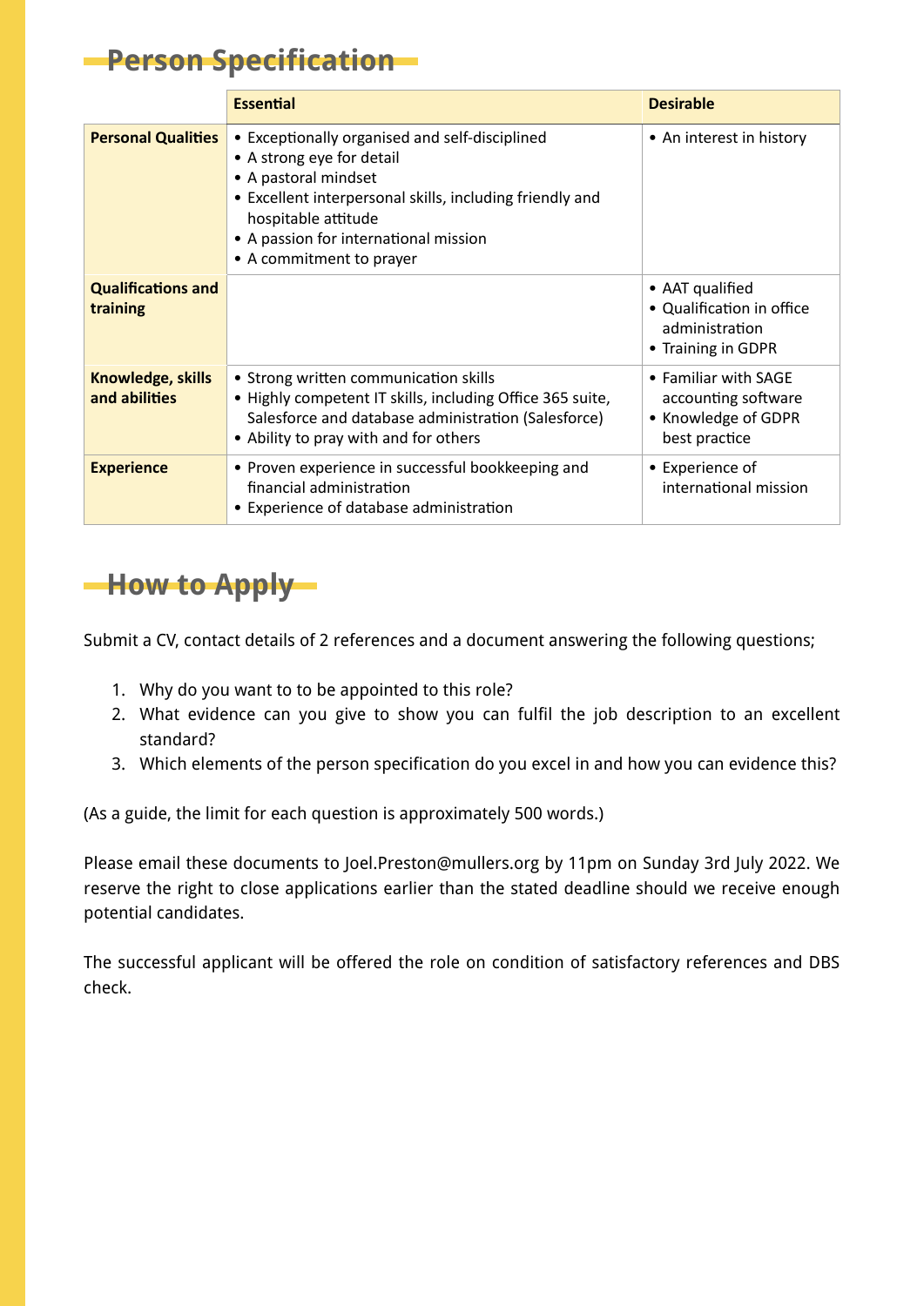## Person Specification

| | Essential | Desirable |
|---|---|---|
| **Personal Qualities** | • Exceptionally organised and self-disciplined<br>• A strong eye for detail<br>• A pastoral mindset<br>• Excellent interpersonal skills, including friendly and hospitable attitude<br>• A passion for international mission<br>• A commitment to prayer | • An interest in history |
| **Qualifications and training** | | • AAT qualified<br>• Qualification in office administration<br>• Training in GDPR |
| **Knowledge, skills and abilities** | • Strong written communication skills<br>• Highly competent IT skills, including Office 365 suite, Salesforce and database administration (Salesforce)<br>• Ability to pray with and for others | • Familiar with SAGE accounting software<br>• Knowledge of GDPR best practice |
| **Experience** | • Proven experience in successful bookkeeping and financial administration<br>• Experience of database administration | • Experience of international mission |

## How to Apply

Submit a CV, contact details of 2 references and a document answering the following questions;

1. Why do you want to to be appointed to this role?
2. What evidence can you give to show you can fulfil the job description to an excellent standard?
3. Which elements of the person specification do you excel in and how you can evidence this?

(As a guide, the limit for each question is approximately 500 words.)

Please email these documents to Joel.Preston@mullers.org by 11pm on Sunday 3rd July 2022. We reserve the right to close applications earlier than the stated deadline should we receive enough potential candidates.

The successful applicant will be offered the role on condition of satisfactory references and DBS check.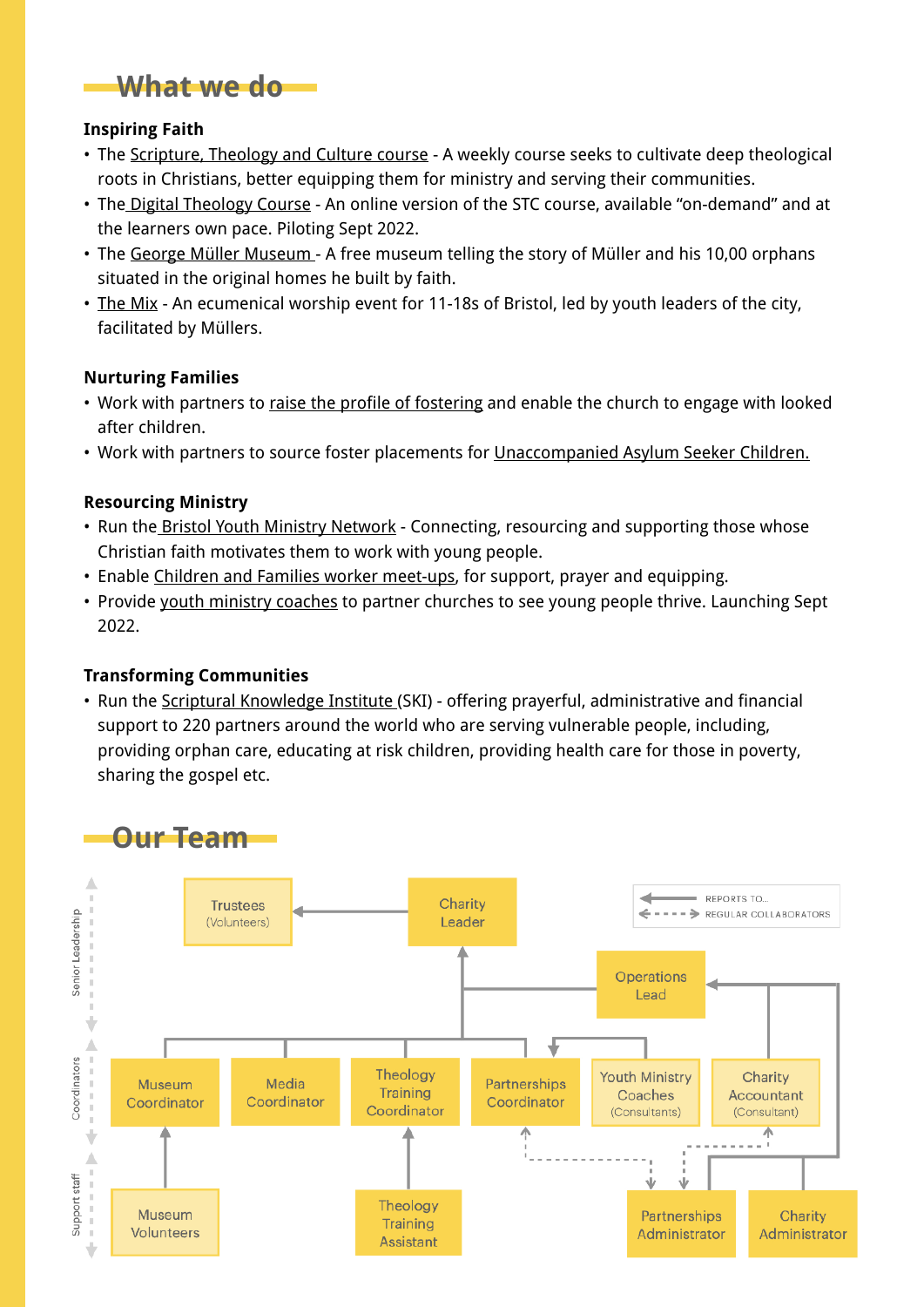## What we do

**Inspiring Faith**

- The Scripture, Theology and Culture course - A weekly course seeks to cultivate deep theological roots in Christians, better equipping them for ministry and serving their communities.
- The Digital Theology Course - An online version of the STC course, available "on-demand" and at the learners own pace. Piloting Sept 2022.
- The George Müller Museum - A free museum telling the story of Müller and his 10,00 orphans situated in the original homes he built by faith.
- The Mix - An ecumenical worship event for 11-18s of Bristol, led by youth leaders of the city, facilitated by Müllers.

**Nurturing Families**

- Work with partners to raise the profile of fostering and enable the church to engage with looked after children.
- Work with partners to source foster placements for Unaccompanied Asylum Seeker Children.

**Resourcing Ministry**

- Run the Bristol Youth Ministry Network - Connecting, resourcing and supporting those whose Christian faith motivates them to work with young people.
- Enable Children and Families worker meet-ups, for support, prayer and equipping.
- Provide youth ministry coaches to partner churches to see young people thrive. Launching Sept 2022.

**Transforming Communities**

- Run the Scriptural Knowledge Institute (SKI) - offering prayerful, administrative and financial support to 220 partners around the world who are serving vulnerable people, including, providing orphan care, educating at risk children, providing health care for those in poverty, sharing the gospel etc.

## Our Team

Key: solid arrow = REPORTS TO..; dashed arrow = REGULAR COLLABORATORS

**Senior Leadership**
- Trustees (Volunteers)
- Charity Leader — reports to Trustees
- Operations Lead — reports to Charity Leader

**Coordinators**
- Museum Coordinator — reports to Charity Leader
- Media Coordinator — reports to Charity Leader
- Theology Training Coordinator — reports to Charity Leader
- Partnerships Coordinator — reports to Charity Leader
- Youth Ministry Coaches (Consultants) — report to Partnerships Coordinator
- Charity Accountant (Consultant) — reports to Operations Lead

**Support staff**
- Museum Volunteers — report to Museum Coordinator
- Theology Training Assistant — reports to Theology Training Coordinator
- Partnerships Administrator — reports to Operations Lead; regular collaborator with Partnerships Coordinator and Charity Accountant
- Charity Administrator — reports to Operations Lead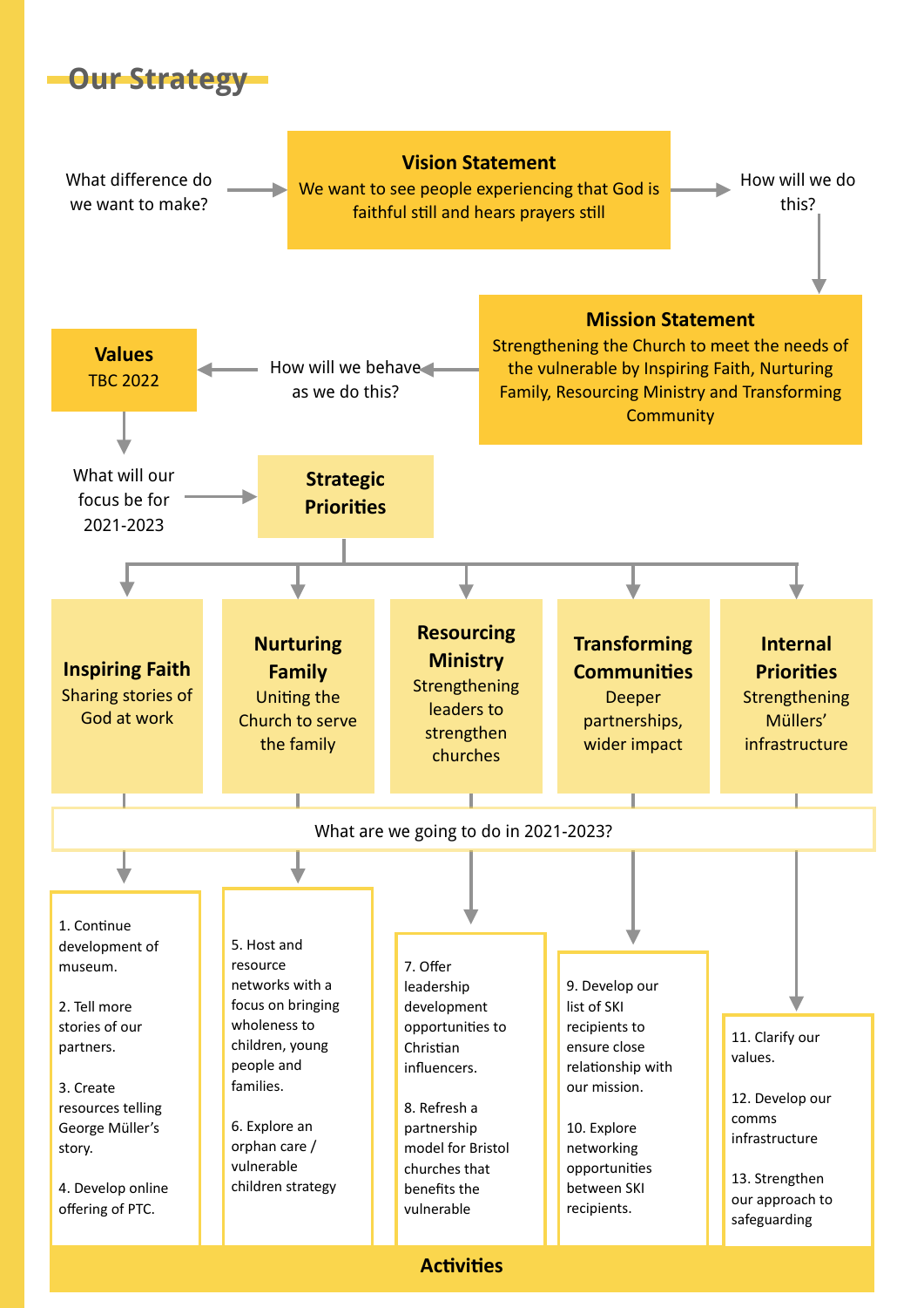# Our Strategy

What difference do we want to make?

**Vision Statement**
We want to see people experiencing that God is faithful still and hears prayers still

How will we do this?

**Mission Statement**
Strengthening the Church to meet the needs of the vulnerable by Inspiring Faith, Nurturing Family, Resourcing Ministry and Transforming Community

How will we behave as we do this?

**Values**
TBC 2022

What will our focus be for 2021-2023

**Strategic Priorities**

**Inspiring Faith**
Sharing stories of God at work

**Nurturing Family**
Uniting the Church to serve the family

**Resourcing Ministry**
Strengthening leaders to strengthen churches

**Transforming Communities**
Deeper partnerships, wider impact

**Internal Priorities**
Strengthening Müllers' infrastructure

What are we going to do in 2021-2023?

**Inspiring Faith**

1. Continue development of museum.
2. Tell more stories of our partners.
3. Create resources telling George Müller's story.
4. Develop online offering of PTC.

**Nurturing Family**

5. Host and resource networks with a focus on bringing wholeness to children, young people and families.
6. Explore an orphan care / vulnerable children strategy

**Resourcing Ministry**

7. Offer leadership development opportunities to Christian influencers.
8. Refresh a partnership model for Bristol churches that benefits the vulnerable

**Transforming Communities**

9. Develop our list of SKI recipients to ensure close relationship with our mission.
10. Explore networking opportunities between SKI recipients.

**Internal Priorities**

11. Clarify our values.
12. Develop our comms infrastructure
13. Strengthen our approach to safeguarding

**Activities**